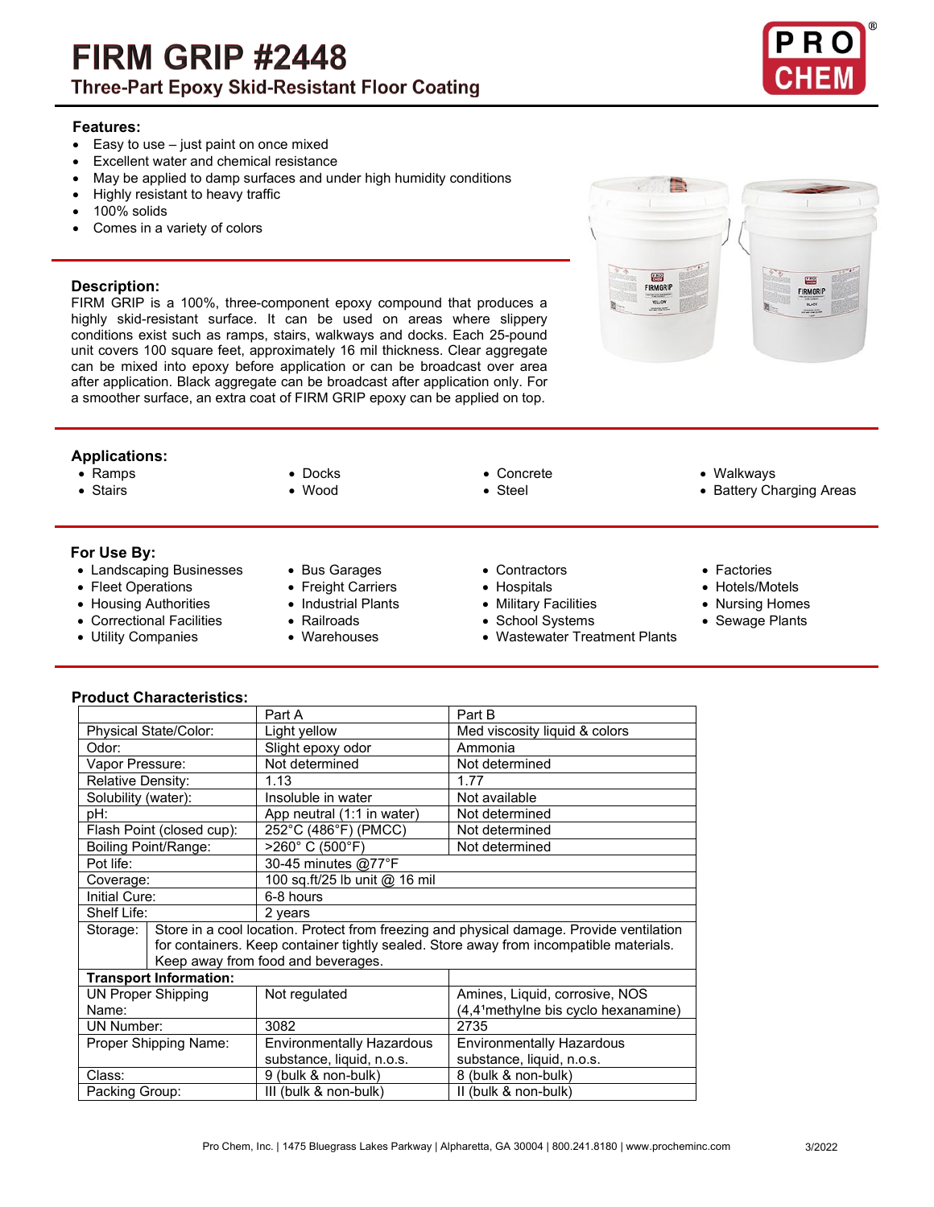# FIRM GRIP #2448

## Three-Part Epoxy Skid-Resistant Floor Coating

### Features:

- Easy to use – just paint on once mixed
- Excellent water and chemical resistance
- May be applied to damp surfaces and under high humidity conditions
- Highly resistant to heavy traffic
- 100% solids
- Comes in a variety of colors

### Description:

FIRM GRIP is a 100%, three-component epoxy compound that produces a highly skid-resistant surface. It can be used on areas where slippery conditions exist such as ramps, stairs, walkways and docks. Each 25-pound unit covers 100 square feet, approximately 16 mil thickness. Clear aggregate can be mixed into epoxy before application or can be broadcast over area after application. Black aggregate can be broadcast after application only. For a smoother surface, an extra coat of FIRM GRIP epoxy can be applied on top.

### Applications:

- Ramps
- Stairs
- Docks
- Wood
- Concrete
- Steel
- Walkways
- Battery Charging Areas

### For Use By:

- Landscaping Businesses
- Fleet Operations
- Housing Authorities
- Correctional Facilities
- Utility Companies
- Bus Garages
- Freight Carriers
- Industrial Plants
- Railroads
- Warehouses
- Contractors
- Hospitals
- Military Facilities
- School Systems
- Wastewater Treatment Plants
- Factories
- Hotels/Motels
- Nursing Homes
- Sewage Plants

### Product Characteristics:

| | Part A | Part B |
|---|---|---|
| Physical State/Color: | Light yellow | Med viscosity liquid & colors |
| Odor: | Slight epoxy odor | Ammonia |
| Vapor Pressure: | Not determined | Not determined |
| Relative Density: | 1.13 | 1.77 |
| Solubility (water): | Insoluble in water | Not available |
| pH: | App neutral (1:1 in water) | Not determined |
| Flash Point (closed cup): | 252°C (486°F) (PMCC) | Not determined |
| Boiling Point/Range: | >260° C (500°F) | Not determined |
| Pot life: | 30-45 minutes @77°F | |
| Coverage: | 100 sq.ft/25 lb unit @ 16 mil | |
| Initial Cure: | 6-8 hours | |
| Shelf Life: | 2 years | |
| Storage: | Store in a cool location. Protect from freezing and physical damage. Provide ventilation for containers. Keep container tightly sealed. Store away from incompatible materials. Keep away from food and beverages. | |
| **Transport Information:** | | |
| UN Proper Shipping Name: | Not regulated | Amines, Liquid, corrosive, NOS (4,4'methylne bis cyclo hexanamine) |
| UN Number: | 3082 | 2735 |
| Proper Shipping Name: | Environmentally Hazardous substance, liquid, n.o.s. | Environmentally Hazardous substance, liquid, n.o.s. |
| Class: | 9 (bulk & non-bulk) | 8 (bulk & non-bulk) |
| Packing Group: | III (bulk & non-bulk) | II (bulk & non-bulk) |

Pro Chem, Inc. | 1475 Bluegrass Lakes Parkway | Alpharetta, GA 30004 | 800.241.8180 | www.procheminc.com 3/2022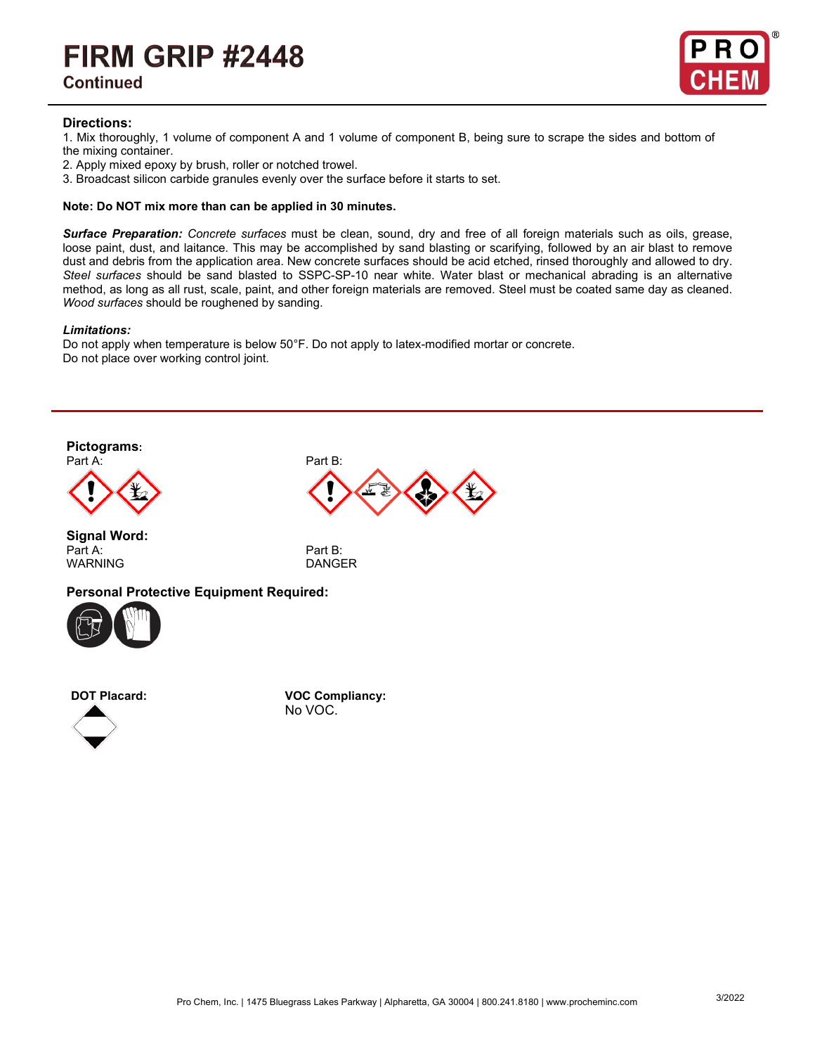# FIRM GRIP #2448

## Continued

### Directions:

1. Mix thoroughly, 1 volume of component A and 1 volume of component B, being sure to scrape the sides and bottom of the mixing container.
2. Apply mixed epoxy by brush, roller or notched trowel.
3. Broadcast silicon carbide granules evenly over the surface before it starts to set.

**Note: Do NOT mix more than can be applied in 30 minutes.**

***Surface Preparation:*** *Concrete surfaces* must be clean, sound, dry and free of all foreign materials such as oils, grease, loose paint, dust, and laitance. This may be accomplished by sand blasting or scarifying, followed by an air blast to remove dust and debris from the application area. New concrete surfaces should be acid etched, rinsed thoroughly and allowed to dry. *Steel surfaces* should be sand blasted to SSPC-SP-10 near white. Water blast or mechanical abrading is an alternative method, as long as all rust, scale, paint, and other foreign materials are removed. Steel must be coated same day as cleaned. *Wood surfaces* should be roughened by sanding.

***Limitations:***

Do not apply when temperature is below 50°F. Do not apply to latex-modified mortar or concrete.
Do not place over working control joint.

### Pictograms:

Part A:

Part B:

### Signal Word:

Part A:
WARNING

Part B:
DANGER

### Personal Protective Equipment Required:

**DOT Placard:**

**VOC Compliancy:**
No VOC.

Pro Chem, Inc. | 1475 Bluegrass Lakes Parkway | Alpharetta, GA 30004 | 800.241.8180 | www.procheminc.com

3/2022